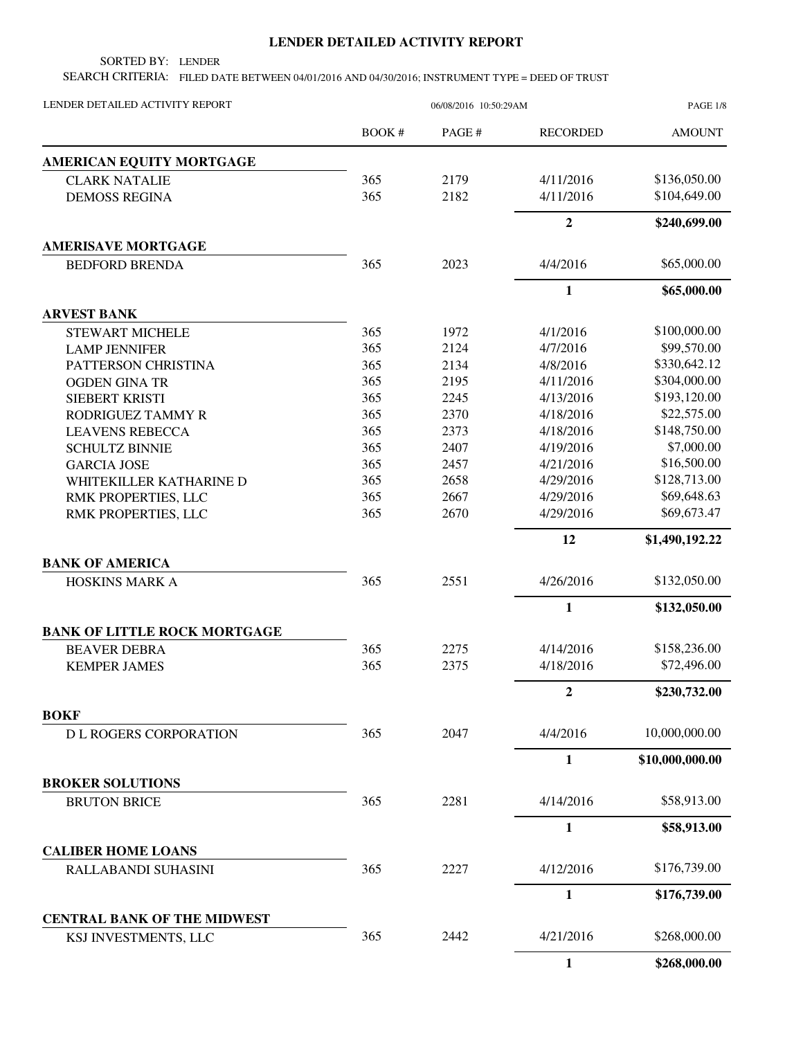# LENDER DETAILED ACTIVITY REPORT

SORTED BY: LENDER

SEARCH CRITERIA: FILED DATE BETWEEN 04/01/2016 AND 04/30/2016; INSTRUMENT TYPE = DEED OF TRUST

LENDER DETAILED ACTIVITY REPORT 06/08/2016 10:50:29AM

| | BOOK # | PAGE # | RECORDED | AMOUNT |
|---|---|---|---|---|
| **AMERICAN EQUITY MORTGAGE** | | | | |
| CLARK NATALIE | 365 | 2179 | 4/11/2016 | $136,050.00 |
| DEMOSS REGINA | 365 | 2182 | 4/11/2016 | $104,649.00 |
| | | | **2** | **$240,699.00** |
| **AMERISAVE MORTGAGE** | | | | |
| BEDFORD BRENDA | 365 | 2023 | 4/4/2016 | $65,000.00 |
| | | | **1** | **$65,000.00** |
| **ARVEST BANK** | | | | |
| STEWART MICHELE | 365 | 1972 | 4/1/2016 | $100,000.00 |
| LAMP JENNIFER | 365 | 2124 | 4/7/2016 | $99,570.00 |
| PATTERSON CHRISTINA | 365 | 2134 | 4/8/2016 | $330,642.12 |
| OGDEN GINA TR | 365 | 2195 | 4/11/2016 | $304,000.00 |
| SIEBERT KRISTI | 365 | 2245 | 4/13/2016 | $193,120.00 |
| RODRIGUEZ TAMMY R | 365 | 2370 | 4/18/2016 | $22,575.00 |
| LEAVENS REBECCA | 365 | 2373 | 4/18/2016 | $148,750.00 |
| SCHULTZ BINNIE | 365 | 2407 | 4/19/2016 | $7,000.00 |
| GARCIA JOSE | 365 | 2457 | 4/21/2016 | $16,500.00 |
| WHITEKILLER KATHARINE D | 365 | 2658 | 4/29/2016 | $128,713.00 |
| RMK PROPERTIES, LLC | 365 | 2667 | 4/29/2016 | $69,648.63 |
| RMK PROPERTIES, LLC | 365 | 2670 | 4/29/2016 | $69,673.47 |
| | | | **12** | **$1,490,192.22** |
| **BANK OF AMERICA** | | | | |
| HOSKINS MARK A | 365 | 2551 | 4/26/2016 | $132,050.00 |
| | | | **1** | **$132,050.00** |
| **BANK OF LITTLE ROCK MORTGAGE** | | | | |
| BEAVER DEBRA | 365 | 2275 | 4/14/2016 | $158,236.00 |
| KEMPER JAMES | 365 | 2375 | 4/18/2016 | $72,496.00 |
| | | | **2** | **$230,732.00** |
| **BOKF** | | | | |
| D L ROGERS CORPORATION | 365 | 2047 | 4/4/2016 | 10,000,000.00 |
| | | | **1** | **$10,000,000.00** |
| **BROKER SOLUTIONS** | | | | |
| BRUTON BRICE | 365 | 2281 | 4/14/2016 | $58,913.00 |
| | | | **1** | **$58,913.00** |
| **CALIBER HOME LOANS** | | | | |
| RALLABANDI SUHASINI | 365 | 2227 | 4/12/2016 | $176,739.00 |
| | | | **1** | **$176,739.00** |
| **CENTRAL BANK OF THE MIDWEST** | | | | |
| KSJ INVESTMENTS, LLC | 365 | 2442 | 4/21/2016 | $268,000.00 |
| | | | **1** | **$268,000.00** |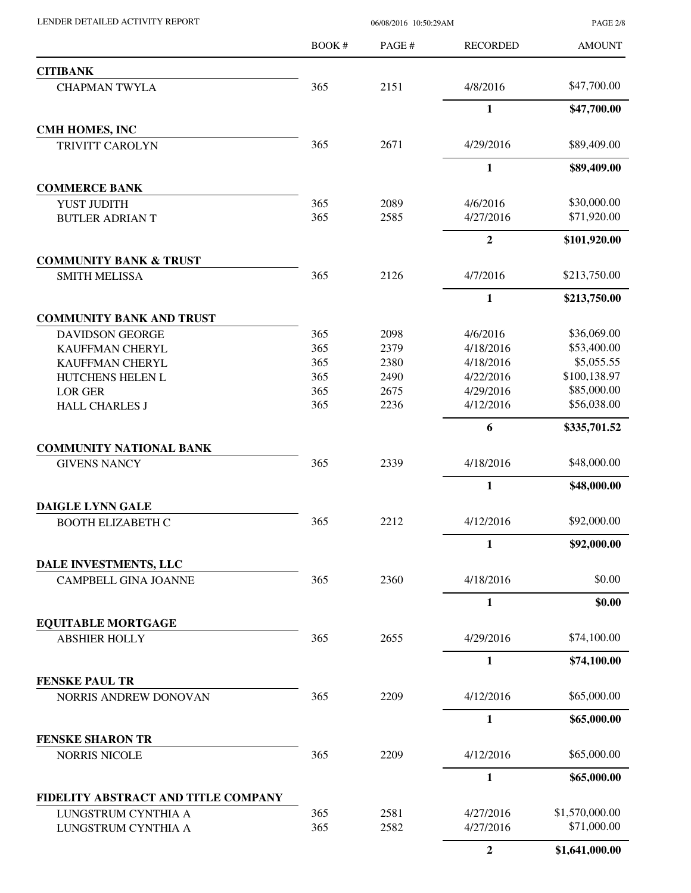| | BOOK # | PAGE # | RECORDED | AMOUNT |
|---|---|---|---|---|
| **CITIBANK** | | | | |
| CHAPMAN TWYLA | 365 | 2151 | 4/8/2016 | $47,700.00 |
| | | | **1** | **$47,700.00** |
| **CMH HOMES, INC** | | | | |
| TRIVITT CAROLYN | 365 | 2671 | 4/29/2016 | $89,409.00 |
| | | | **1** | **$89,409.00** |
| **COMMERCE BANK** | | | | |
| YUST JUDITH | 365 | 2089 | 4/6/2016 | $30,000.00 |
| BUTLER ADRIAN T | 365 | 2585 | 4/27/2016 | $71,920.00 |
| | | | **2** | **$101,920.00** |
| **COMMUNITY BANK & TRUST** | | | | |
| SMITH MELISSA | 365 | 2126 | 4/7/2016 | $213,750.00 |
| | | | **1** | **$213,750.00** |
| **COMMUNITY BANK AND TRUST** | | | | |
| DAVIDSON GEORGE | 365 | 2098 | 4/6/2016 | $36,069.00 |
| KAUFFMAN CHERYL | 365 | 2379 | 4/18/2016 | $53,400.00 |
| KAUFFMAN CHERYL | 365 | 2380 | 4/18/2016 | $5,055.55 |
| HUTCHENS HELEN L | 365 | 2490 | 4/22/2016 | $100,138.97 |
| LOR GER | 365 | 2675 | 4/29/2016 | $85,000.00 |
| HALL CHARLES J | 365 | 2236 | 4/12/2016 | $56,038.00 |
| | | | **6** | **$335,701.52** |
| **COMMUNITY NATIONAL BANK** | | | | |
| GIVENS NANCY | 365 | 2339 | 4/18/2016 | $48,000.00 |
| | | | **1** | **$48,000.00** |
| **DAIGLE LYNN GALE** | | | | |
| BOOTH ELIZABETH C | 365 | 2212 | 4/12/2016 | $92,000.00 |
| | | | **1** | **$92,000.00** |
| **DALE INVESTMENTS, LLC** | | | | |
| CAMPBELL GINA JOANNE | 365 | 2360 | 4/18/2016 | $0.00 |
| | | | **1** | **$0.00** |
| **EQUITABLE MORTGAGE** | | | | |
| ABSHIER HOLLY | 365 | 2655 | 4/29/2016 | $74,100.00 |
| | | | **1** | **$74,100.00** |
| **FENSKE PAUL TR** | | | | |
| NORRIS ANDREW DONOVAN | 365 | 2209 | 4/12/2016 | $65,000.00 |
| | | | **1** | **$65,000.00** |
| **FENSKE SHARON TR** | | | | |
| NORRIS NICOLE | 365 | 2209 | 4/12/2016 | $65,000.00 |
| | | | **1** | **$65,000.00** |
| **FIDELITY ABSTRACT AND TITLE COMPANY** | | | | |
| LUNGSTRUM CYNTHIA A | 365 | 2581 | 4/27/2016 | $1,570,000.00 |
| LUNGSTRUM CYNTHIA A | 365 | 2582 | 4/27/2016 | $71,000.00 |
| | | | **2** | **$1,641,000.00** |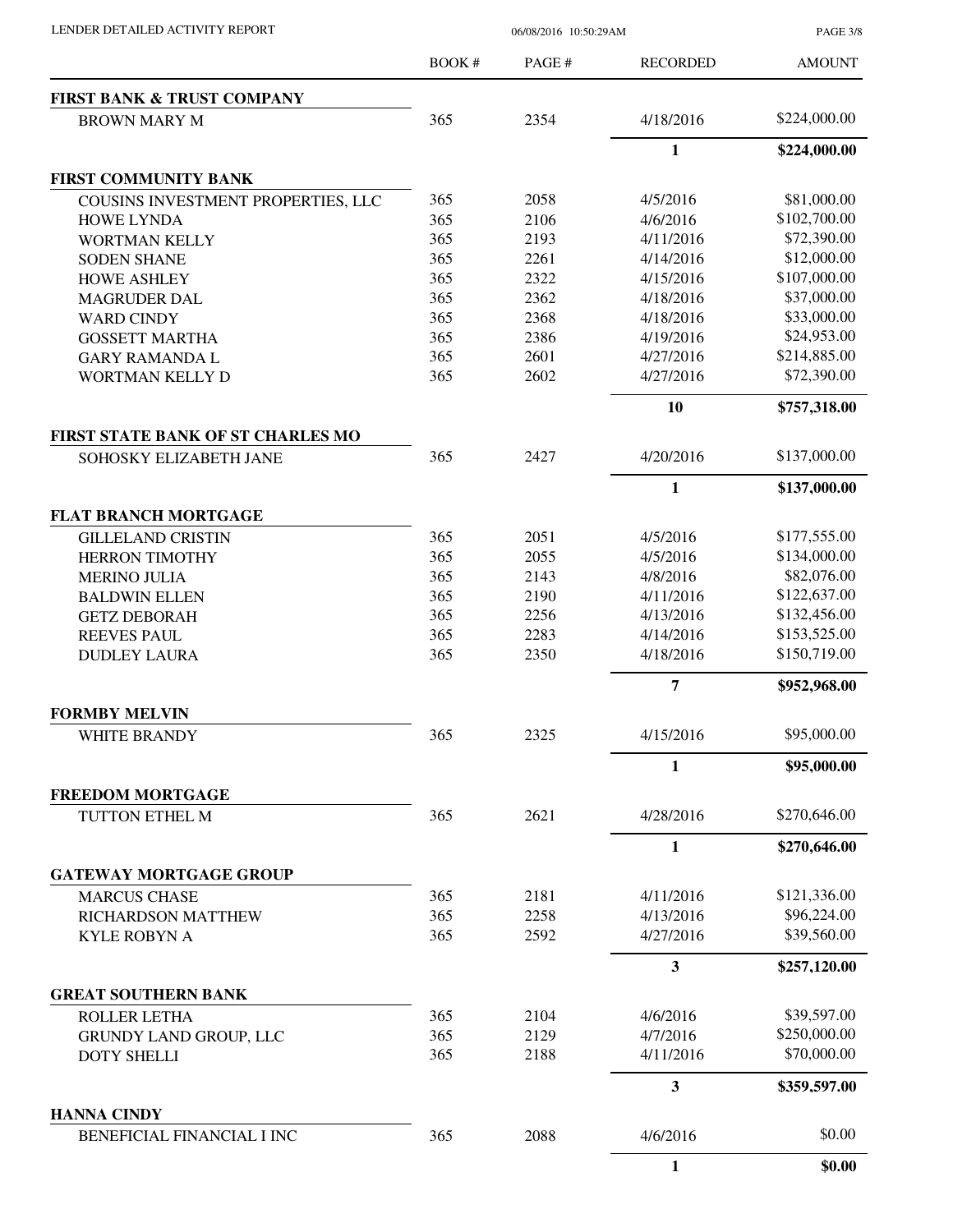| | BOOK # | PAGE # | RECORDED | AMOUNT |
|---|---|---|---|---|
| **FIRST BANK & TRUST COMPANY** | | | | |
| BROWN MARY M | 365 | 2354 | 4/18/2016 | $224,000.00 |
| | | | **1** | **$224,000.00** |
| **FIRST COMMUNITY BANK** | | | | |
| COUSINS INVESTMENT PROPERTIES, LLC | 365 | 2058 | 4/5/2016 | $81,000.00 |
| HOWE LYNDA | 365 | 2106 | 4/6/2016 | $102,700.00 |
| WORTMAN KELLY | 365 | 2193 | 4/11/2016 | $72,390.00 |
| SODEN SHANE | 365 | 2261 | 4/14/2016 | $12,000.00 |
| HOWE ASHLEY | 365 | 2322 | 4/15/2016 | $107,000.00 |
| MAGRUDER DAL | 365 | 2362 | 4/18/2016 | $37,000.00 |
| WARD CINDY | 365 | 2368 | 4/18/2016 | $33,000.00 |
| GOSSETT MARTHA | 365 | 2386 | 4/19/2016 | $24,953.00 |
| GARY RAMANDA L | 365 | 2601 | 4/27/2016 | $214,885.00 |
| WORTMAN KELLY D | 365 | 2602 | 4/27/2016 | $72,390.00 |
| | | | **10** | **$757,318.00** |
| **FIRST STATE BANK OF ST CHARLES MO** | | | | |
| SOHOSKY ELIZABETH JANE | 365 | 2427 | 4/20/2016 | $137,000.00 |
| | | | **1** | **$137,000.00** |
| **FLAT BRANCH MORTGAGE** | | | | |
| GILLELAND CRISTIN | 365 | 2051 | 4/5/2016 | $177,555.00 |
| HERRON TIMOTHY | 365 | 2055 | 4/5/2016 | $134,000.00 |
| MERINO JULIA | 365 | 2143 | 4/8/2016 | $82,076.00 |
| BALDWIN ELLEN | 365 | 2190 | 4/11/2016 | $122,637.00 |
| GETZ DEBORAH | 365 | 2256 | 4/13/2016 | $132,456.00 |
| REEVES PAUL | 365 | 2283 | 4/14/2016 | $153,525.00 |
| DUDLEY LAURA | 365 | 2350 | 4/18/2016 | $150,719.00 |
| | | | **7** | **$952,968.00** |
| **FORMBY MELVIN** | | | | |
| WHITE BRANDY | 365 | 2325 | 4/15/2016 | $95,000.00 |
| | | | **1** | **$95,000.00** |
| **FREEDOM MORTGAGE** | | | | |
| TUTTON ETHEL M | 365 | 2621 | 4/28/2016 | $270,646.00 |
| | | | **1** | **$270,646.00** |
| **GATEWAY MORTGAGE GROUP** | | | | |
| MARCUS CHASE | 365 | 2181 | 4/11/2016 | $121,336.00 |
| RICHARDSON MATTHEW | 365 | 2258 | 4/13/2016 | $96,224.00 |
| KYLE ROBYN A | 365 | 2592 | 4/27/2016 | $39,560.00 |
| | | | **3** | **$257,120.00** |
| **GREAT SOUTHERN BANK** | | | | |
| ROLLER LETHA | 365 | 2104 | 4/6/2016 | $39,597.00 |
| GRUNDY LAND GROUP, LLC | 365 | 2129 | 4/7/2016 | $250,000.00 |
| DOTY SHELLI | 365 | 2188 | 4/11/2016 | $70,000.00 |
| | | | **3** | **$359,597.00** |
| **HANNA CINDY** | | | | |
| BENEFICIAL FINANCIAL I INC | 365 | 2088 | 4/6/2016 | $0.00 |
| | | | **1** | **$0.00** |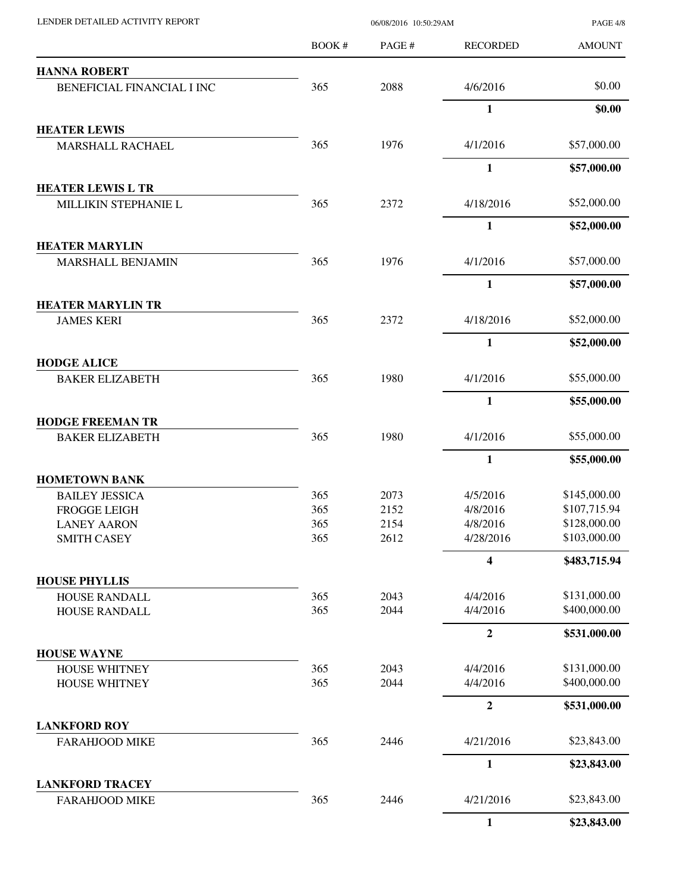| | BOOK # | PAGE # | RECORDED | AMOUNT |
|---|---|---|---|---|
| **HANNA ROBERT** | | | | |
| BENEFICIAL FINANCIAL I INC | 365 | 2088 | 4/6/2016 | $0.00 |
| | | | **1** | **$0.00** |
| **HEATER LEWIS** | | | | |
| MARSHALL RACHAEL | 365 | 1976 | 4/1/2016 | $57,000.00 |
| | | | **1** | **$57,000.00** |
| **HEATER LEWIS L TR** | | | | |
| MILLIKIN STEPHANIE L | 365 | 2372 | 4/18/2016 | $52,000.00 |
| | | | **1** | **$52,000.00** |
| **HEATER MARYLIN** | | | | |
| MARSHALL BENJAMIN | 365 | 1976 | 4/1/2016 | $57,000.00 |
| | | | **1** | **$57,000.00** |
| **HEATER MARYLIN TR** | | | | |
| JAMES KERI | 365 | 2372 | 4/18/2016 | $52,000.00 |
| | | | **1** | **$52,000.00** |
| **HODGE ALICE** | | | | |
| BAKER ELIZABETH | 365 | 1980 | 4/1/2016 | $55,000.00 |
| | | | **1** | **$55,000.00** |
| **HODGE FREEMAN TR** | | | | |
| BAKER ELIZABETH | 365 | 1980 | 4/1/2016 | $55,000.00 |
| | | | **1** | **$55,000.00** |
| **HOMETOWN BANK** | | | | |
| BAILEY JESSICA | 365 | 2073 | 4/5/2016 | $145,000.00 |
| FROGGE LEIGH | 365 | 2152 | 4/8/2016 | $107,715.94 |
| LANEY AARON | 365 | 2154 | 4/8/2016 | $128,000.00 |
| SMITH CASEY | 365 | 2612 | 4/28/2016 | $103,000.00 |
| | | | **4** | **$483,715.94** |
| **HOUSE PHYLLIS** | | | | |
| HOUSE RANDALL | 365 | 2043 | 4/4/2016 | $131,000.00 |
| HOUSE RANDALL | 365 | 2044 | 4/4/2016 | $400,000.00 |
| | | | **2** | **$531,000.00** |
| **HOUSE WAYNE** | | | | |
| HOUSE WHITNEY | 365 | 2043 | 4/4/2016 | $131,000.00 |
| HOUSE WHITNEY | 365 | 2044 | 4/4/2016 | $400,000.00 |
| | | | **2** | **$531,000.00** |
| **LANKFORD ROY** | | | | |
| FARAHJOOD MIKE | 365 | 2446 | 4/21/2016 | $23,843.00 |
| | | | **1** | **$23,843.00** |
| **LANKFORD TRACEY** | | | | |
| FARAHJOOD MIKE | 365 | 2446 | 4/21/2016 | $23,843.00 |
| | | | **1** | **$23,843.00** |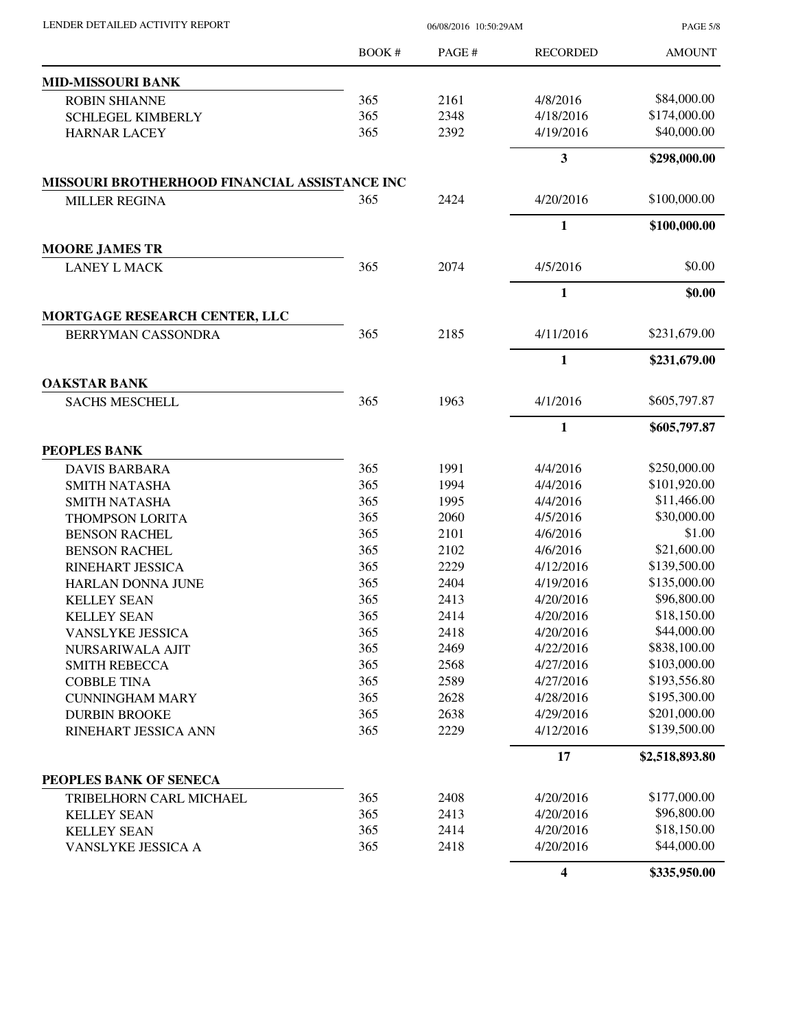| | BOOK # | PAGE # | RECORDED | AMOUNT |
|---|---|---|---|---|
| **MID-MISSOURI BANK** | | | | |
| ROBIN SHIANNE | 365 | 2161 | 4/8/2016 | $84,000.00 |
| SCHLEGEL KIMBERLY | 365 | 2348 | 4/18/2016 | $174,000.00 |
| HARNAR LACEY | 365 | 2392 | 4/19/2016 | $40,000.00 |
| | | | **3** | **$298,000.00** |
| **MISSOURI BROTHERHOOD FINANCIAL ASSISTANCE INC** | | | | |
| MILLER REGINA | 365 | 2424 | 4/20/2016 | $100,000.00 |
| | | | **1** | **$100,000.00** |
| **MOORE JAMES TR** | | | | |
| LANEY L MACK | 365 | 2074 | 4/5/2016 | $0.00 |
| | | | **1** | **$0.00** |
| **MORTGAGE RESEARCH CENTER, LLC** | | | | |
| BERRYMAN CASSONDRA | 365 | 2185 | 4/11/2016 | $231,679.00 |
| | | | **1** | **$231,679.00** |
| **OAKSTAR BANK** | | | | |
| SACHS MESCHELL | 365 | 1963 | 4/1/2016 | $605,797.87 |
| | | | **1** | **$605,797.87** |
| **PEOPLES BANK** | | | | |
| DAVIS BARBARA | 365 | 1991 | 4/4/2016 | $250,000.00 |
| SMITH NATASHA | 365 | 1994 | 4/4/2016 | $101,920.00 |
| SMITH NATASHA | 365 | 1995 | 4/4/2016 | $11,466.00 |
| THOMPSON LORITA | 365 | 2060 | 4/5/2016 | $30,000.00 |
| BENSON RACHEL | 365 | 2101 | 4/6/2016 | $1.00 |
| BENSON RACHEL | 365 | 2102 | 4/6/2016 | $21,600.00 |
| RINEHART JESSICA | 365 | 2229 | 4/12/2016 | $139,500.00 |
| HARLAN DONNA JUNE | 365 | 2404 | 4/19/2016 | $135,000.00 |
| KELLEY SEAN | 365 | 2413 | 4/20/2016 | $96,800.00 |
| KELLEY SEAN | 365 | 2414 | 4/20/2016 | $18,150.00 |
| VANSLYKE JESSICA | 365 | 2418 | 4/20/2016 | $44,000.00 |
| NURSARIWALA AJIT | 365 | 2469 | 4/22/2016 | $838,100.00 |
| SMITH REBECCA | 365 | 2568 | 4/27/2016 | $103,000.00 |
| COBBLE TINA | 365 | 2589 | 4/27/2016 | $193,556.80 |
| CUNNINGHAM MARY | 365 | 2628 | 4/28/2016 | $195,300.00 |
| DURBIN BROOKE | 365 | 2638 | 4/29/2016 | $201,000.00 |
| RINEHART JESSICA ANN | 365 | 2229 | 4/12/2016 | $139,500.00 |
| | | | **17** | **$2,518,893.80** |
| **PEOPLES BANK OF SENECA** | | | | |
| TRIBELHORN CARL MICHAEL | 365 | 2408 | 4/20/2016 | $177,000.00 |
| KELLEY SEAN | 365 | 2413 | 4/20/2016 | $96,800.00 |
| KELLEY SEAN | 365 | 2414 | 4/20/2016 | $18,150.00 |
| VANSLYKE JESSICA A | 365 | 2418 | 4/20/2016 | $44,000.00 |
| | | | **4** | **$335,950.00** |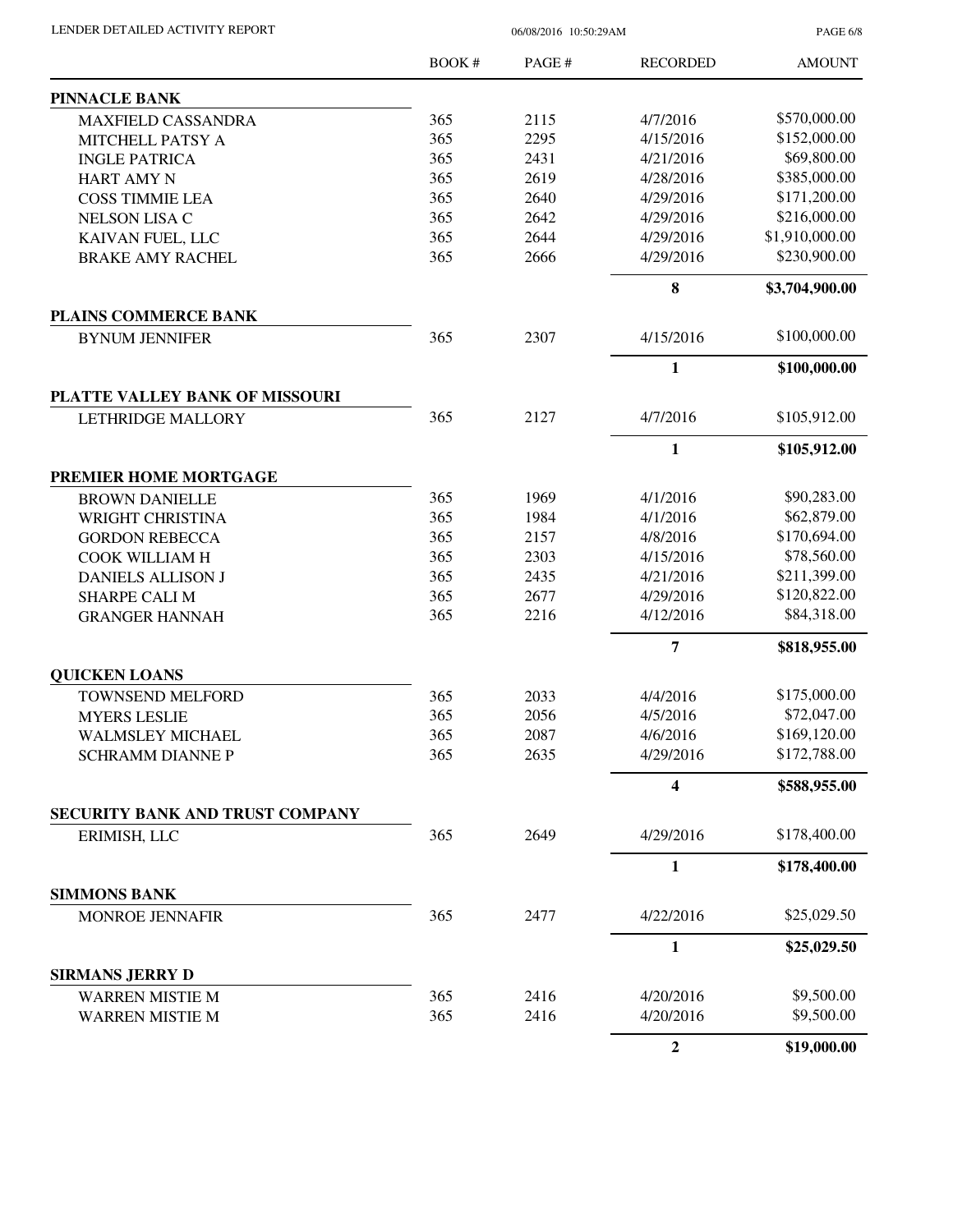LENDER DETAILED ACTIVITY REPORT

06/08/2016 10:50:29AM

| | BOOK # | PAGE # | RECORDED | AMOUNT |
|---|---|---|---|---|
| **PINNACLE BANK** | | | | |
| MAXFIELD CASSANDRA | 365 | 2115 | 4/7/2016 | \$570,000.00 |
| MITCHELL PATSY A | 365 | 2295 | 4/15/2016 | \$152,000.00 |
| INGLE PATRICA | 365 | 2431 | 4/21/2016 | \$69,800.00 |
| HART AMY N | 365 | 2619 | 4/28/2016 | \$385,000.00 |
| COSS TIMMIE LEA | 365 | 2640 | 4/29/2016 | \$171,200.00 |
| NELSON LISA C | 365 | 2642 | 4/29/2016 | \$216,000.00 |
| KAIVAN FUEL, LLC | 365 | 2644 | 4/29/2016 | \$1,910,000.00 |
| BRAKE AMY RACHEL | 365 | 2666 | 4/29/2016 | \$230,900.00 |
| | | | **8** | **\$3,704,900.00** |
| **PLAINS COMMERCE BANK** | | | | |
| BYNUM JENNIFER | 365 | 2307 | 4/15/2016 | \$100,000.00 |
| | | | **1** | **\$100,000.00** |
| **PLATTE VALLEY BANK OF MISSOURI** | | | | |
| LETHRIDGE MALLORY | 365 | 2127 | 4/7/2016 | \$105,912.00 |
| | | | **1** | **\$105,912.00** |
| **PREMIER HOME MORTGAGE** | | | | |
| BROWN DANIELLE | 365 | 1969 | 4/1/2016 | \$90,283.00 |
| WRIGHT CHRISTINA | 365 | 1984 | 4/1/2016 | \$62,879.00 |
| GORDON REBECCA | 365 | 2157 | 4/8/2016 | \$170,694.00 |
| COOK WILLIAM H | 365 | 2303 | 4/15/2016 | \$78,560.00 |
| DANIELS ALLISON J | 365 | 2435 | 4/21/2016 | \$211,399.00 |
| SHARPE CALI M | 365 | 2677 | 4/29/2016 | \$120,822.00 |
| GRANGER HANNAH | 365 | 2216 | 4/12/2016 | \$84,318.00 |
| | | | **7** | **\$818,955.00** |
| **QUICKEN LOANS** | | | | |
| TOWNSEND MELFORD | 365 | 2033 | 4/4/2016 | \$175,000.00 |
| MYERS LESLIE | 365 | 2056 | 4/5/2016 | \$72,047.00 |
| WALMSLEY MICHAEL | 365 | 2087 | 4/6/2016 | \$169,120.00 |
| SCHRAMM DIANNE P | 365 | 2635 | 4/29/2016 | \$172,788.00 |
| | | | **4** | **\$588,955.00** |
| **SECURITY BANK AND TRUST COMPANY** | | | | |
| ERIMISH, LLC | 365 | 2649 | 4/29/2016 | \$178,400.00 |
| | | | **1** | **\$178,400.00** |
| **SIMMONS BANK** | | | | |
| MONROE JENNAFIR | 365 | 2477 | 4/22/2016 | \$25,029.50 |
| | | | **1** | **\$25,029.50** |
| **SIRMANS JERRY D** | | | | |
| WARREN MISTIE M | 365 | 2416 | 4/20/2016 | \$9,500.00 |
| WARREN MISTIE M | 365 | 2416 | 4/20/2016 | \$9,500.00 |
| | | | **2** | **\$19,000.00** |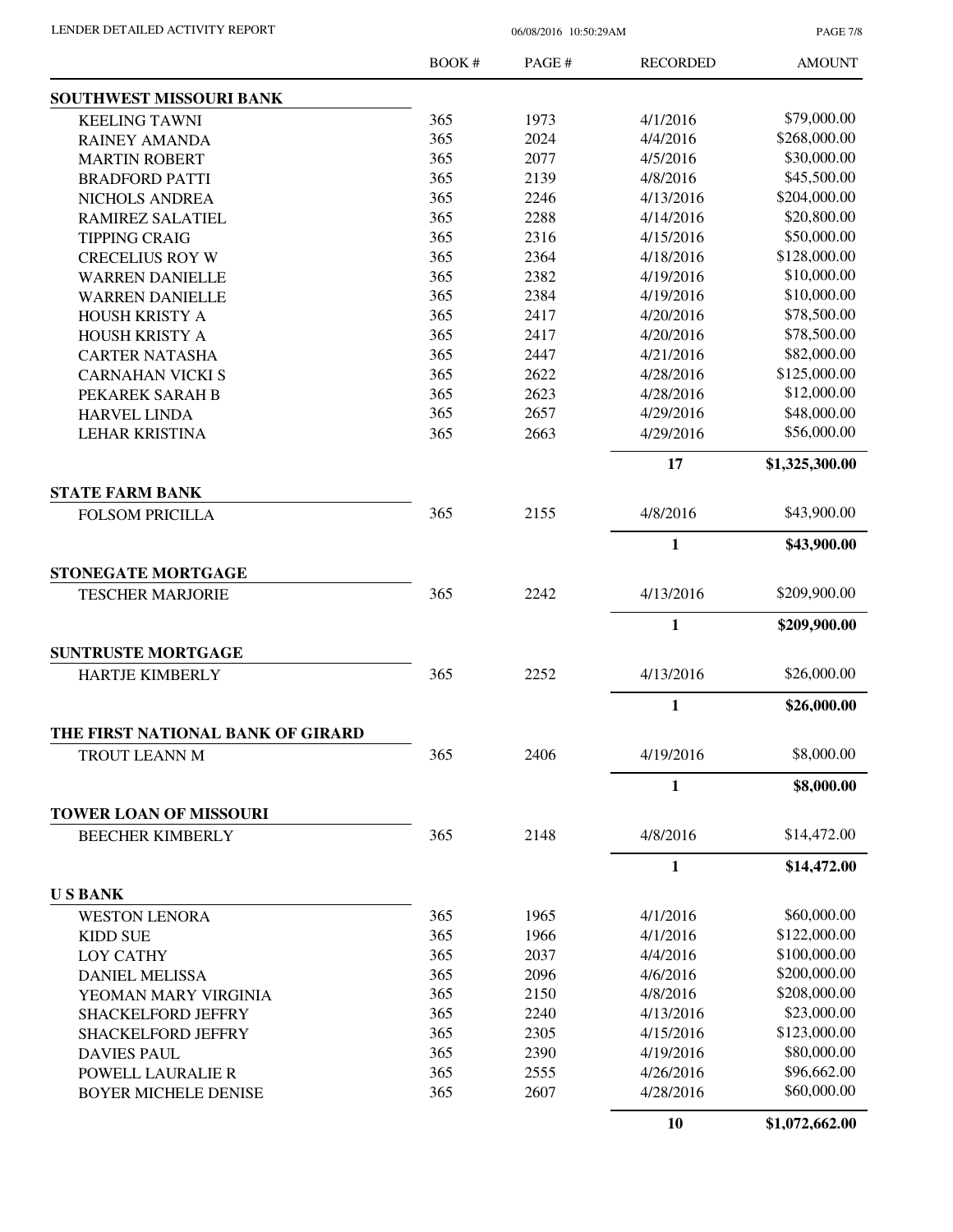| | BOOK # | PAGE # | RECORDED | AMOUNT |
|---|---|---|---|---|
| **SOUTHWEST MISSOURI BANK** | | | | |
| KEELING TAWNI | 365 | 1973 | 4/1/2016 | $79,000.00 |
| RAINEY AMANDA | 365 | 2024 | 4/4/2016 | $268,000.00 |
| MARTIN ROBERT | 365 | 2077 | 4/5/2016 | $30,000.00 |
| BRADFORD PATTI | 365 | 2139 | 4/8/2016 | $45,500.00 |
| NICHOLS ANDREA | 365 | 2246 | 4/13/2016 | $204,000.00 |
| RAMIREZ SALATIEL | 365 | 2288 | 4/14/2016 | $20,800.00 |
| TIPPING CRAIG | 365 | 2316 | 4/15/2016 | $50,000.00 |
| CRECELIUS ROY W | 365 | 2364 | 4/18/2016 | $128,000.00 |
| WARREN DANIELLE | 365 | 2382 | 4/19/2016 | $10,000.00 |
| WARREN DANIELLE | 365 | 2384 | 4/19/2016 | $10,000.00 |
| HOUSH KRISTY A | 365 | 2417 | 4/20/2016 | $78,500.00 |
| HOUSH KRISTY A | 365 | 2417 | 4/20/2016 | $78,500.00 |
| CARTER NATASHA | 365 | 2447 | 4/21/2016 | $82,000.00 |
| CARNAHAN VICKI S | 365 | 2622 | 4/28/2016 | $125,000.00 |
| PEKAREK SARAH B | 365 | 2623 | 4/28/2016 | $12,000.00 |
| HARVEL LINDA | 365 | 2657 | 4/29/2016 | $48,000.00 |
| LEHAR KRISTINA | 365 | 2663 | 4/29/2016 | $56,000.00 |
| | | | **17** | **$1,325,300.00** |
| **STATE FARM BANK** | | | | |
| FOLSOM PRICILLA | 365 | 2155 | 4/8/2016 | $43,900.00 |
| | | | **1** | **$43,900.00** |
| **STONEGATE MORTGAGE** | | | | |
| TESCHER MARJORIE | 365 | 2242 | 4/13/2016 | $209,900.00 |
| | | | **1** | **$209,900.00** |
| **SUNTRUSTE MORTGAGE** | | | | |
| HARTJE KIMBERLY | 365 | 2252 | 4/13/2016 | $26,000.00 |
| | | | **1** | **$26,000.00** |
| **THE FIRST NATIONAL BANK OF GIRARD** | | | | |
| TROUT LEANN M | 365 | 2406 | 4/19/2016 | $8,000.00 |
| | | | **1** | **$8,000.00** |
| **TOWER LOAN OF MISSOURI** | | | | |
| BEECHER KIMBERLY | 365 | 2148 | 4/8/2016 | $14,472.00 |
| | | | **1** | **$14,472.00** |
| **U S BANK** | | | | |
| WESTON LENORA | 365 | 1965 | 4/1/2016 | $60,000.00 |
| KIDD SUE | 365 | 1966 | 4/1/2016 | $122,000.00 |
| LOY CATHY | 365 | 2037 | 4/4/2016 | $100,000.00 |
| DANIEL MELISSA | 365 | 2096 | 4/6/2016 | $200,000.00 |
| YEOMAN MARY VIRGINIA | 365 | 2150 | 4/8/2016 | $208,000.00 |
| SHACKELFORD JEFFRY | 365 | 2240 | 4/13/2016 | $23,000.00 |
| SHACKELFORD JEFFRY | 365 | 2305 | 4/15/2016 | $123,000.00 |
| DAVIES PAUL | 365 | 2390 | 4/19/2016 | $80,000.00 |
| POWELL LAURALIE R | 365 | 2555 | 4/26/2016 | $96,662.00 |
| BOYER MICHELE DENISE | 365 | 2607 | 4/28/2016 | $60,000.00 |
| | | | **10** | **$1,072,662.00** |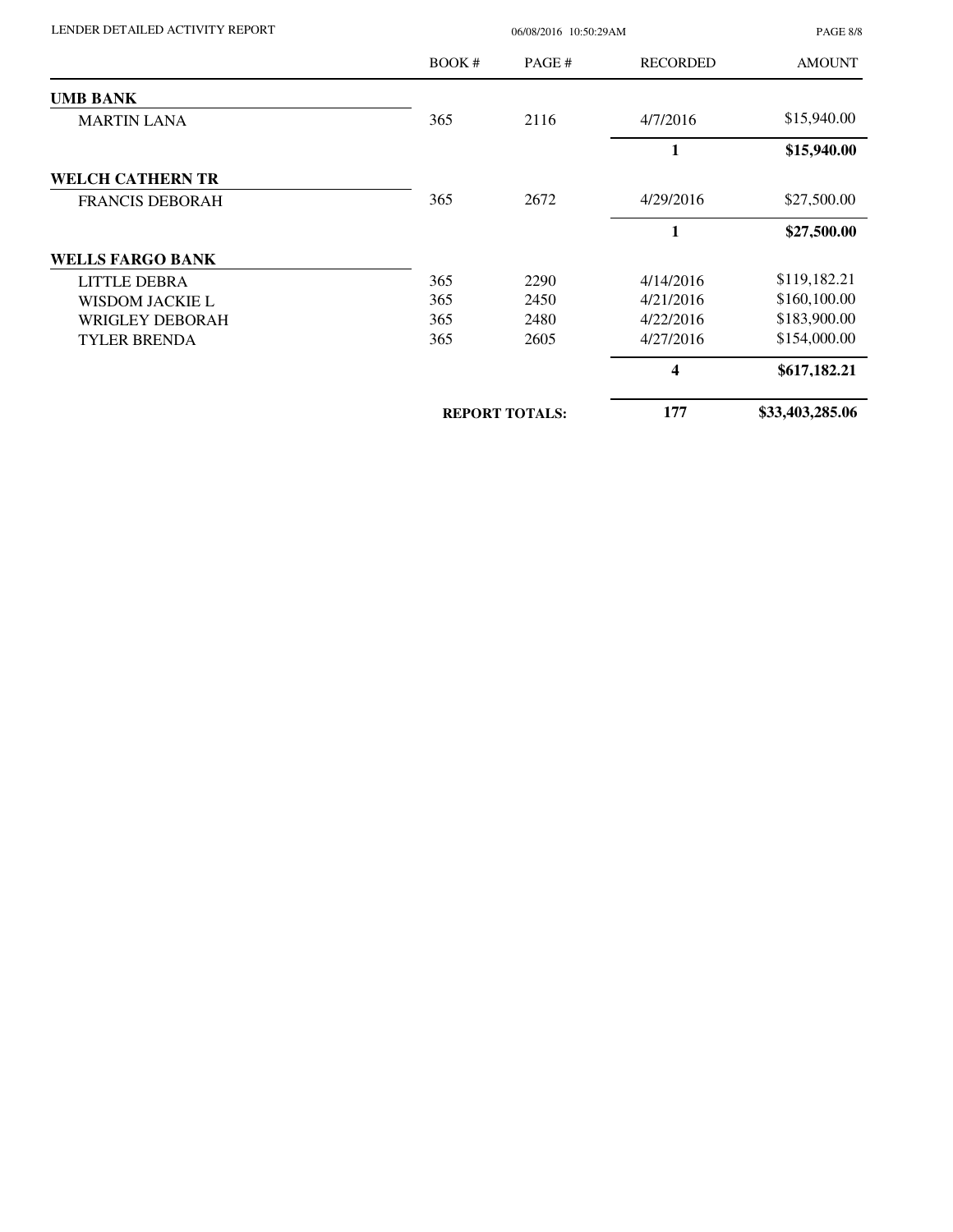| | BOOK # | PAGE # | RECORDED | AMOUNT |
|---|---|---|---|---|
| **UMB BANK** | | | | |
| MARTIN LANA | 365 | 2116 | 4/7/2016 | $15,940.00 |
| | | | **1** | **$15,940.00** |
| **WELCH CATHERN TR** | | | | |
| FRANCIS DEBORAH | 365 | 2672 | 4/29/2016 | $27,500.00 |
| | | | **1** | **$27,500.00** |
| **WELLS FARGO BANK** | | | | |
| LITTLE DEBRA | 365 | 2290 | 4/14/2016 | $119,182.21 |
| WISDOM JACKIE L | 365 | 2450 | 4/21/2016 | $160,100.00 |
| WRIGLEY DEBORAH | 365 | 2480 | 4/22/2016 | $183,900.00 |
| TYLER BRENDA | 365 | 2605 | 4/27/2016 | $154,000.00 |
| | | | **4** | **$617,182.21** |
| | **REPORT TOTALS:** | | **177** | **$33,403,285.06** |